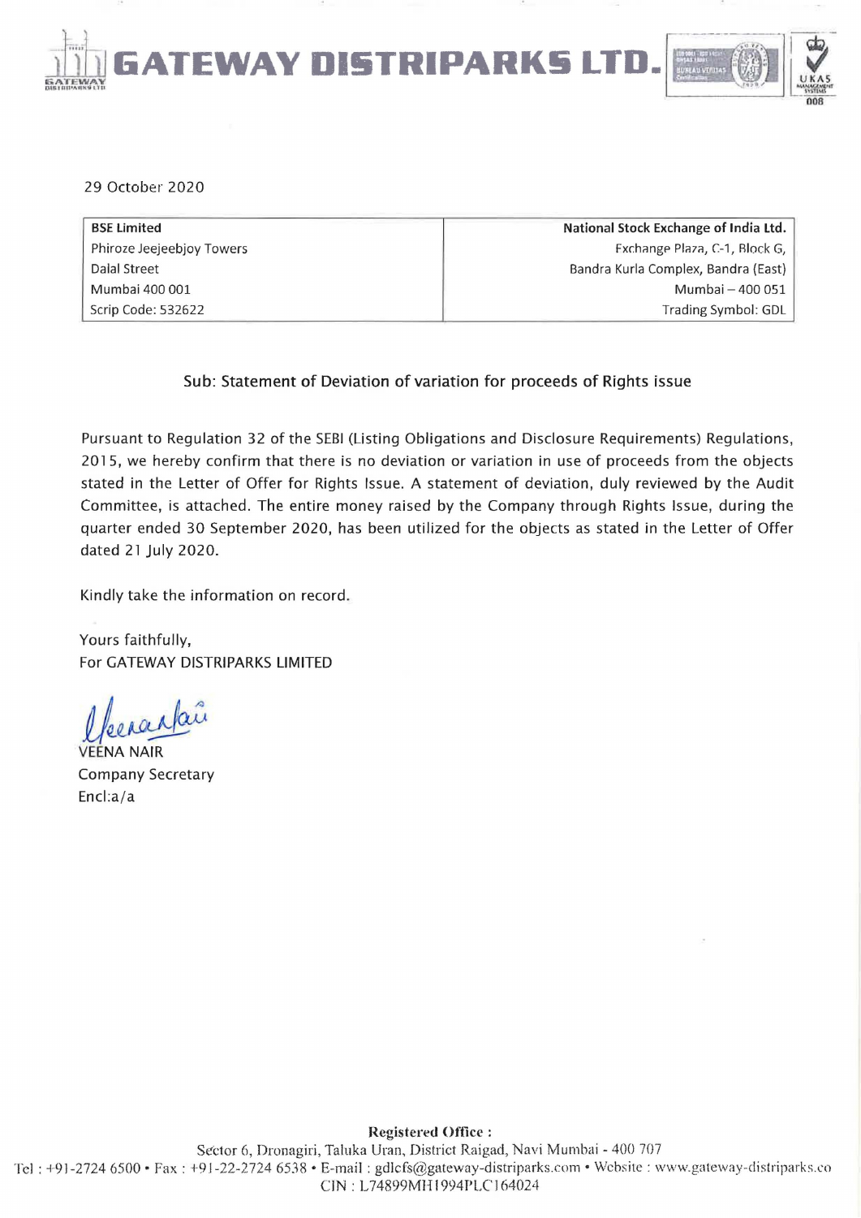# GATEWAY DISTRIPARKS LTD.

29 October 2020

| BSE Limited | National Stock Exchange of India Ltd. |
|---|---|
| Phiroze Jeejeebhoy Towers | Exchange Plaza, C-1, Block G, |
| Dalal Street | Bandra Kurla Complex, Bandra (East) |
| Mumbai 400 001 | Mumbai – 400 051 |
| Scrip Code: 532622 | Trading Symbol: GDL |

Sub: Statement of Deviation of variation for proceeds of Rights issue

Pursuant to Regulation 32 of the SEBI (Listing Obligations and Disclosure Requirements) Regulations, 2015, we hereby confirm that there is no deviation or variation in use of proceeds from the objects stated in the Letter of Offer for Rights Issue. A statement of deviation, duly reviewed by the Audit Committee, is attached. The entire money raised by the Company through Rights Issue, during the quarter ended 30 September 2020, has been utilized for the objects as stated in the Letter of Offer dated 21 July 2020.

Kindly take the information on record.

Yours faithfully,
For GATEWAY DISTRIPARKS LIMITED

VEENA NAIR
Company Secretary
Encl:a/a

**Registered Office :**
Sector 6, Dronagiri, Taluka Uran, District Raigad, Navi Mumbai - 400 707
Tel : +91-2724 6500 • Fax : +91-22-2724 6538 • E-mail : gdlcfs@gateway-distriparks.com • Website : www.gateway-distriparks.co
CIN : L74899MH1994PLC164024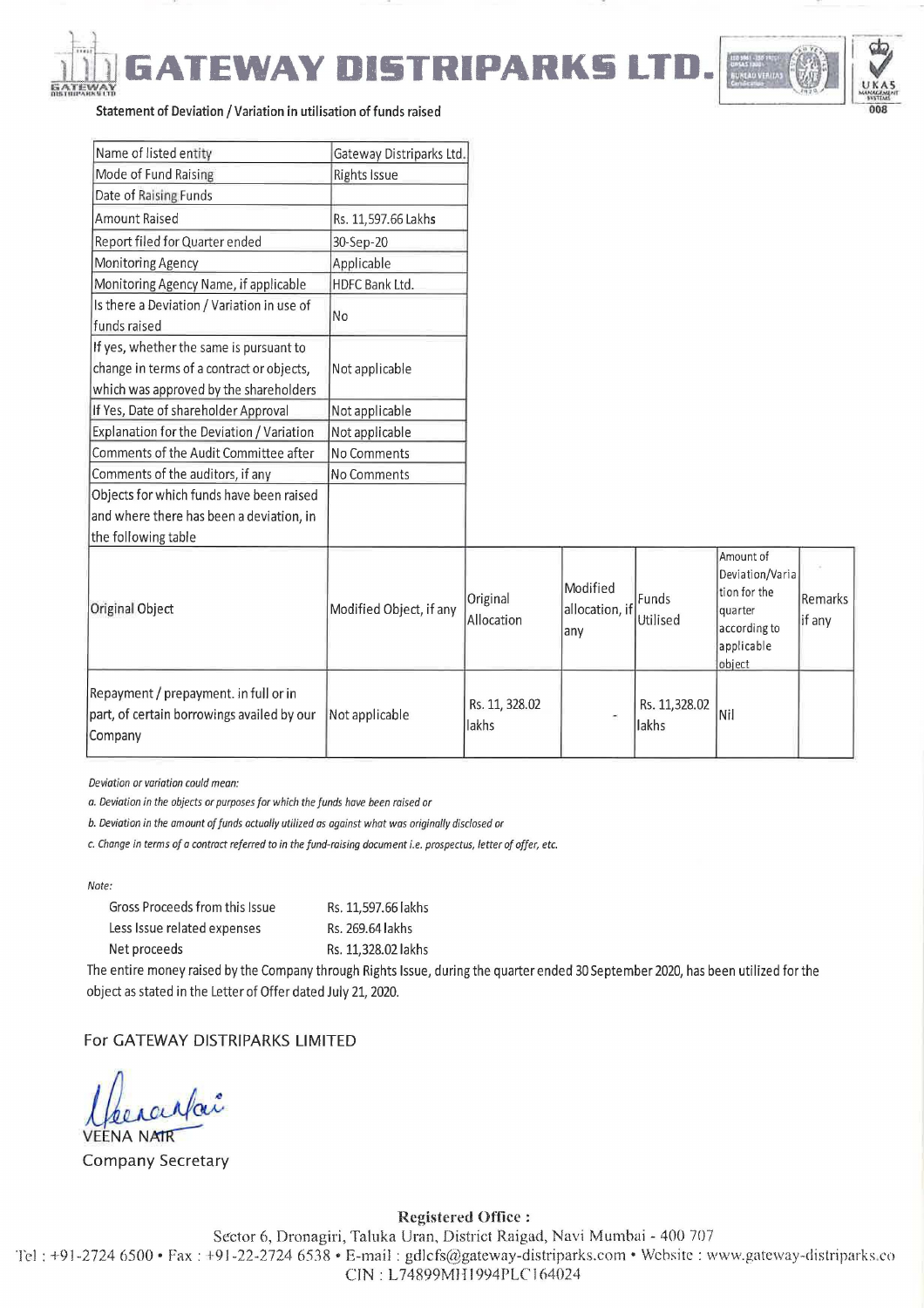# GATEWAY DISTRIPARKS LTD.

Statement of Deviation / Variation in utilisation of funds raised

| | |
|---|---|
| Name of listed entity | Gateway Distriparks Ltd. |
| Mode of Fund Raising | Rights Issue |
| Date of Raising Funds | |
| Amount Raised | Rs. 11,597.66 Lakhs |
| Report filed for Quarter ended | 30-Sep-20 |
| Monitoring Agency | Applicable |
| Monitoring Agency Name, if applicable | HDFC Bank Ltd. |
| Is there a Deviation / Variation in use of funds raised | No |
| If yes, whether the same is pursuant to change in terms of a contract or objects, which was approved by the shareholders | Not applicable |
| If Yes, Date of shareholder Approval | Not applicable |
| Explanation for the Deviation / Variation | Not applicable |
| Comments of the Audit Committee after | No Comments |
| Comments of the auditors, if any | No Comments |
| Objects for which funds have been raised and where there has been a deviation, in the following table | |

| Original Object | Modified Object, if any | Original Allocation | Modified allocation, if any | Funds Utilised | Amount of Deviation/Variation for the quarter according to applicable object | Remarks if any |
|---|---|---|---|---|---|---|
| Repayment / prepayment. in full or in part, of certain borrowings availed by our Company | Not applicable | Rs. 11, 328.02 lakhs | - | Rs. 11,328.02 lakhs | Nil | |

*Deviation or variation could mean:*

*a. Deviation in the objects or purposes for which the funds have been raised or*

*b. Deviation in the amount of funds actually utilized as against what was originally disclosed or*

*c. Change in terms of a contract referred to in the fund-raising document i.e. prospectus, letter of offer, etc.*

*Note:*

| | |
|---|---|
| Gross Proceeds from this Issue | Rs. 11,597.66 lakhs |
| Less Issue related expenses | Rs. 269.64 lakhs |
| Net proceeds | Rs. 11,328.02 lakhs |

The entire money raised by the Company through Rights Issue, during the quarter ended 30 September 2020, has been utilized for the object as stated in the Letter of Offer dated July 21, 2020.

For GATEWAY DISTRIPARKS LIMITED

VEENA NAIR
Company Secretary

**Registered Office :**
Sector 6, Dronagiri, Taluka Uran, District Raigad, Navi Mumbai - 400 707
Tel : +91-2724 6500 • Fax : +91-22-2724 6538 • E-mail : gdlcfs@gateway-distriparks.com • Website : www.gateway-distriparks.co
CIN : L74899MH1994PLC164024